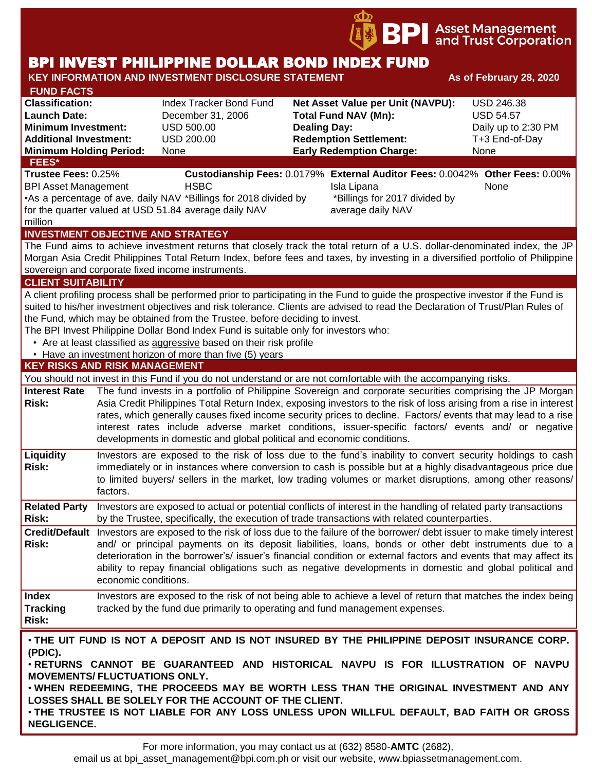BPI Asset Management and Trust Corporation

# BPI INVEST PHILIPPINE DOLLAR BOND INDEX FUND

**KEY INFORMATION AND INVESTMENT DISCLOSURE STATEMENT** **As of February 28, 2020**

## FUND FACTS

| | | | |
|---|---|---|---|
| **Classification:** | Index Tracker Bond Fund | **Net Asset Value per Unit (NAVPU):** | USD 246.38 |
| **Launch Date:** | December 31, 2006 | **Total Fund NAV (Mn):** | USD 54.57 |
| **Minimum Investment:** | USD 500.00 | **Dealing Day:** | Daily up to 2:30 PM |
| **Additional Investment:** | USD 200.00 | **Redemption Settlement:** | T+3 End-of-Day |
| **Minimum Holding Period:** | None | **Early Redemption Charge:** | None |

## FEES*

| **Trustee Fees:** 0.25% | **Custodianship Fees:** 0.0179% | **External Auditor Fees:** 0.0042% | **Other Fees:** 0.00% |
|---|---|---|---|
| BPI Asset Management | HSBC | Isla Lipana | None |
| •As a percentage of ave. daily NAV for the quarter valued at USD 51.84 million | *Billings for 2018 divided by average daily NAV | *Billings for 2017 divided by average daily NAV | |

## INVESTMENT OBJECTIVE AND STRATEGY

The Fund aims to achieve investment returns that closely track the total return of a U.S. dollar-denominated index, the JP Morgan Asia Credit Philippines Total Return Index, before fees and taxes, by investing in a diversified portfolio of Philippine sovereign and corporate fixed income instruments.

## CLIENT SUITABILITY

A client profiling process shall be performed prior to participating in the Fund to guide the prospective investor if the Fund is suited to his/her investment objectives and risk tolerance. Clients are advised to read the Declaration of Trust/Plan Rules of the Fund, which may be obtained from the Trustee, before deciding to invest.

The BPI Invest Philippine Dollar Bond Index Fund is suitable only for investors who:

- Are at least classified as aggressive based on their risk profile
- Have an investment horizon of more than five (5) years

## KEY RISKS AND RISK MANAGEMENT

You should not invest in this Fund if you do not understand or are not comfortable with the accompanying risks.

| | |
|---|---|
| **Interest Rate Risk:** | The fund invests in a portfolio of Philippine Sovereign and corporate securities comprising the JP Morgan Asia Credit Philippines Total Return Index, exposing investors to the risk of loss arising from a rise in interest rates, which generally causes fixed income security prices to decline. Factors/ events that may lead to a rise interest rates include adverse market conditions, issuer-specific factors/ events and/ or negative developments in domestic and global political and economic conditions. |
| **Liquidity Risk:** | Investors are exposed to the risk of loss due to the fund's inability to convert security holdings to cash immediately or in instances where conversion to cash is possible but at a highly disadvantageous price due to limited buyers/ sellers in the market, low trading volumes or market disruptions, among other reasons/ factors. |
| **Related Party Risk:** | Investors are exposed to actual or potential conflicts of interest in the handling of related party transactions by the Trustee, specifically, the execution of trade transactions with related counterparties. |
| **Credit/Default Risk:** | Investors are exposed to the risk of loss due to the failure of the borrower/ debt issuer to make timely interest and/ or principal payments on its deposit liabilities, loans, bonds or other debt instruments due to a deterioration in the borrower's/ issuer's financial condition or external factors and events that may affect its ability to repay financial obligations such as negative developments in domestic and global political and economic conditions. |
| **Index Tracking Risk:** | Investors are exposed to the risk of not being able to achieve a level of return that matches the index being tracked by the fund due primarily to operating and fund management expenses. |

- **THE UIT FUND IS NOT A DEPOSIT AND IS NOT INSURED BY THE PHILIPPINE DEPOSIT INSURANCE CORP. (PDIC).**
- **RETURNS CANNOT BE GUARANTEED AND HISTORICAL NAVPU IS FOR ILLUSTRATION OF NAVPU MOVEMENTS/ FLUCTUATIONS ONLY.**
- **WHEN REDEEMING, THE PROCEEDS MAY BE WORTH LESS THAN THE ORIGINAL INVESTMENT AND ANY LOSSES SHALL BE SOLELY FOR THE ACCOUNT OF THE CLIENT.**
- **THE TRUSTEE IS NOT LIABLE FOR ANY LOSS UNLESS UPON WILLFUL DEFAULT, BAD FAITH OR GROSS NEGLIGENCE.**

For more information, you may contact us at (632) 8580-**AMTC** (2682), email us at bpi_asset_management@bpi.com.ph or visit our website, www.bpiassetmanagement.com.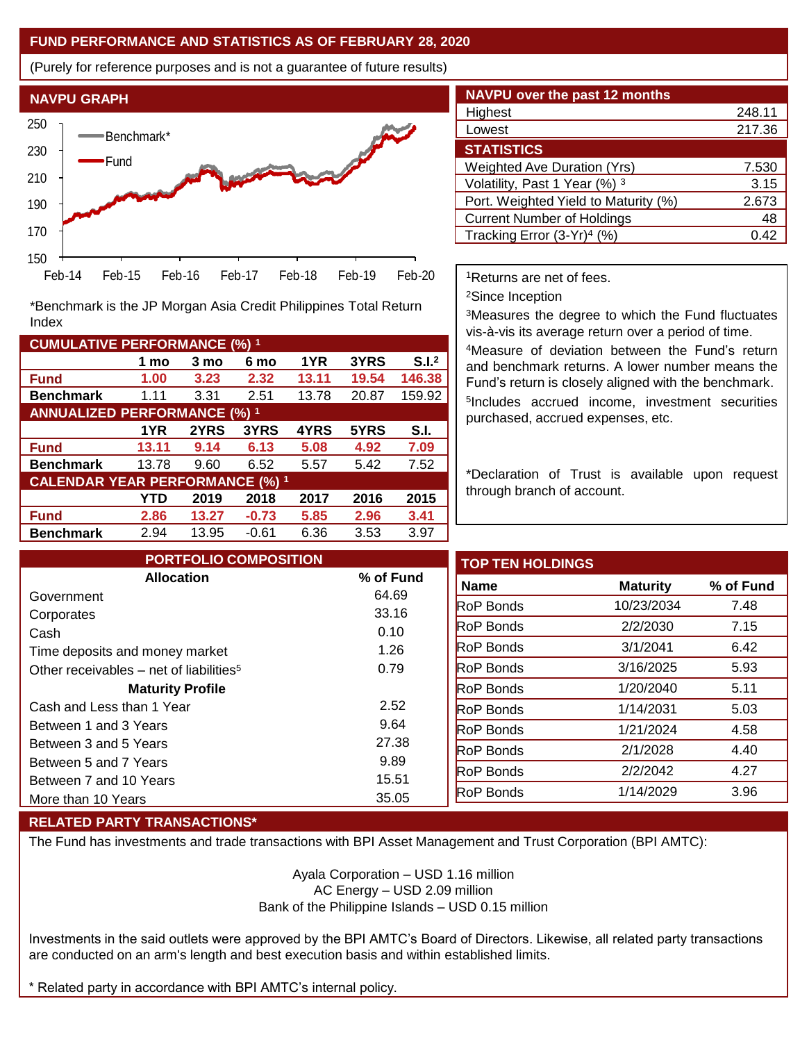## FUND PERFORMANCE AND STATISTICS AS OF FEBRUARY 28, 2020

(Purely for reference purposes and is not a guarantee of future results)

### NAVPU GRAPH

*Benchmark is the JP Morgan Asia Credit Philippines Total Return Index

| NAVPU over the past 12 months | |
|---|---|
| Highest | 248.11 |
| Lowest | 217.36 |

| STATISTICS | |
|---|---|
| Weighted Ave Duration (Yrs) | 7.530 |
| Volatility, Past 1 Year (%) [3] | 3.15 |
| Port. Weighted Yield to Maturity (%) | 2.673 |
| Current Number of Holdings | 48 |
| Tracking Error (3-Yr)[4] (%) | 0.42 |

| CUMULATIVE PERFORMANCE (%) [1] | | | | | | |
|---|---|---|---|---|---|---|
| | 1 mo | 3 mo | 6 mo | 1YR | 3YRS | S.I.[2] |
| **Fund** | **1.00** | **3.23** | **2.32** | **13.11** | **19.54** | **146.38** |
| **Benchmark** | 1.11 | 3.31 | 2.51 | 13.78 | 20.87 | 159.92 |

| ANNUALIZED PERFORMANCE (%) [1] | | | | | | |
|---|---|---|---|---|---|---|
| | 1YR | 2YRS | 3YRS | 4YRS | 5YRS | S.I. |
| **Fund** | **13.11** | **9.14** | **6.13** | **5.08** | **4.92** | **7.09** |
| **Benchmark** | 13.78 | 9.60 | 6.52 | 5.57 | 5.42 | 7.52 |

| CALENDAR YEAR PERFORMANCE (%) [1] | | | | | | |
|---|---|---|---|---|---|---|
| | YTD | 2019 | 2018 | 2017 | 2016 | 2015 |
| **Fund** | **2.86** | **13.27** | **-0.73** | **5.85** | **2.96** | **3.41** |
| **Benchmark** | 2.94 | 13.95 | -0.61 | 6.36 | 3.53 | 3.97 |

[1]Returns are net of fees.

[2]Since Inception

[3]Measures the degree to which the Fund fluctuates vis-à-vis its average return over a period of time.

[4]Measure of deviation between the Fund's return and benchmark returns. A lower number means the Fund's return is closely aligned with the benchmark.

[5]Includes accrued income, investment securities purchased, accrued expenses, etc.

*Declaration of Trust is available upon request through branch of account.

### PORTFOLIO COMPOSITION

| Allocation | % of Fund |
|---|---|
| Government | 64.69 |
| Corporates | 33.16 |
| Cash | 0.10 |
| Time deposits and money market | 1.26 |
| Other receivables – net of liabilities[5] | 0.79 |
| **Maturity Profile** | |
| Cash and Less than 1 Year | 2.52 |
| Between 1 and 3 Years | 9.64 |
| Between 3 and 5 Years | 27.38 |
| Between 5 and 7 Years | 9.89 |
| Between 7 and 10 Years | 15.51 |
| More than 10 Years | 35.05 |

### TOP TEN HOLDINGS

| Name | Maturity | % of Fund |
|---|---|---|
| RoP Bonds | 10/23/2034 | 7.48 |
| RoP Bonds | 2/2/2030 | 7.15 |
| RoP Bonds | 3/1/2041 | 6.42 |
| RoP Bonds | 3/16/2025 | 5.93 |
| RoP Bonds | 1/20/2040 | 5.11 |
| RoP Bonds | 1/14/2031 | 5.03 |
| RoP Bonds | 1/21/2024 | 4.58 |
| RoP Bonds | 2/1/2028 | 4.40 |
| RoP Bonds | 2/2/2042 | 4.27 |
| RoP Bonds | 1/14/2029 | 3.96 |

### RELATED PARTY TRANSACTIONS*

The Fund has investments and trade transactions with BPI Asset Management and Trust Corporation (BPI AMTC):

Ayala Corporation – USD 1.16 million
AC Energy – USD 2.09 million
Bank of the Philippine Islands – USD 0.15 million

Investments in the said outlets were approved by the BPI AMTC's Board of Directors. Likewise, all related party transactions are conducted on an arm's length and best execution basis and within established limits.

* Related party in accordance with BPI AMTC's internal policy.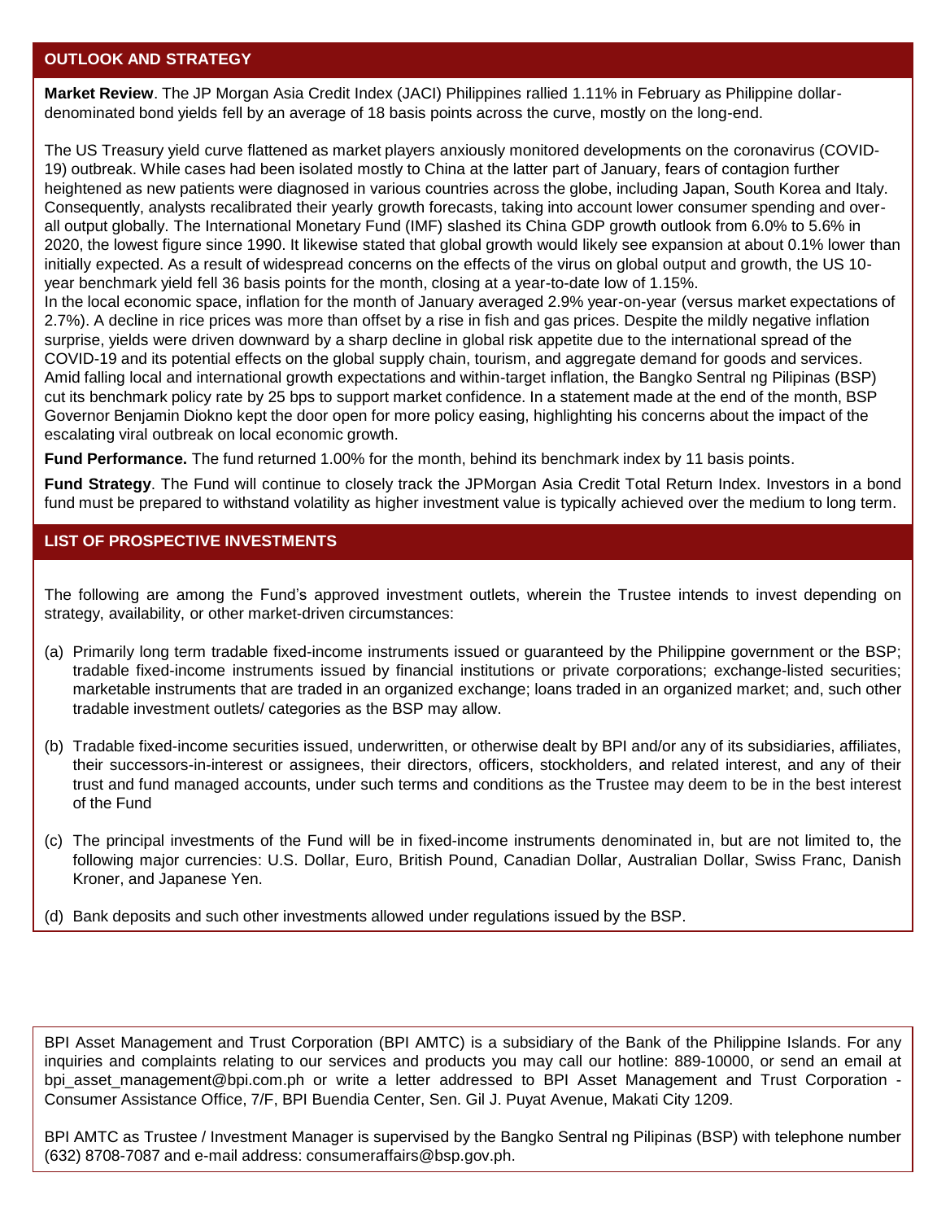## OUTLOOK AND STRATEGY

**Market Review**. The JP Morgan Asia Credit Index (JACI) Philippines rallied 1.11% in February as Philippine dollar-denominated bond yields fell by an average of 18 basis points across the curve, mostly on the long-end.

The US Treasury yield curve flattened as market players anxiously monitored developments on the coronavirus (COVID-19) outbreak. While cases had been isolated mostly to China at the latter part of January, fears of contagion further heightened as new patients were diagnosed in various countries across the globe, including Japan, South Korea and Italy. Consequently, analysts recalibrated their yearly growth forecasts, taking into account lower consumer spending and overall output globally. The International Monetary Fund (IMF) slashed its China GDP growth outlook from 6.0% to 5.6% in 2020, the lowest figure since 1990. It likewise stated that global growth would likely see expansion at about 0.1% lower than initially expected. As a result of widespread concerns on the effects of the virus on global output and growth, the US 10-year benchmark yield fell 36 basis points for the month, closing at a year-to-date low of 1.15%.
In the local economic space, inflation for the month of January averaged 2.9% year-on-year (versus market expectations of 2.7%). A decline in rice prices was more than offset by a rise in fish and gas prices. Despite the mildly negative inflation surprise, yields were driven downward by a sharp decline in global risk appetite due to the international spread of the COVID-19 and its potential effects on the global supply chain, tourism, and aggregate demand for goods and services. Amid falling local and international growth expectations and within-target inflation, the Bangko Sentral ng Pilipinas (BSP) cut its benchmark policy rate by 25 bps to support market confidence. In a statement made at the end of the month, BSP Governor Benjamin Diokno kept the door open for more policy easing, highlighting his concerns about the impact of the escalating viral outbreak on local economic growth.

**Fund Performance.** The fund returned 1.00% for the month, behind its benchmark index by 11 basis points.

**Fund Strategy**. The Fund will continue to closely track the JPMorgan Asia Credit Total Return Index. Investors in a bond fund must be prepared to withstand volatility as higher investment value is typically achieved over the medium to long term.

## LIST OF PROSPECTIVE INVESTMENTS

The following are among the Fund's approved investment outlets, wherein the Trustee intends to invest depending on strategy, availability, or other market-driven circumstances:

(a) Primarily long term tradable fixed-income instruments issued or guaranteed by the Philippine government or the BSP; tradable fixed-income instruments issued by financial institutions or private corporations; exchange-listed securities; marketable instruments that are traded in an organized exchange; loans traded in an organized market; and, such other tradable investment outlets/ categories as the BSP may allow.

(b) Tradable fixed-income securities issued, underwritten, or otherwise dealt by BPI and/or any of its subsidiaries, affiliates, their successors-in-interest or assignees, their directors, officers, stockholders, and related interest, and any of their trust and fund managed accounts, under such terms and conditions as the Trustee may deem to be in the best interest of the Fund

(c) The principal investments of the Fund will be in fixed-income instruments denominated in, but are not limited to, the following major currencies: U.S. Dollar, Euro, British Pound, Canadian Dollar, Australian Dollar, Swiss Franc, Danish Kroner, and Japanese Yen.

(d) Bank deposits and such other investments allowed under regulations issued by the BSP.

BPI Asset Management and Trust Corporation (BPI AMTC) is a subsidiary of the Bank of the Philippine Islands. For any inquiries and complaints relating to our services and products you may call our hotline: 889-10000, or send an email at bpi_asset_management@bpi.com.ph or write a letter addressed to BPI Asset Management and Trust Corporation - Consumer Assistance Office, 7/F, BPI Buendia Center, Sen. Gil J. Puyat Avenue, Makati City 1209.

BPI AMTC as Trustee / Investment Manager is supervised by the Bangko Sentral ng Pilipinas (BSP) with telephone number (632) 8708-7087 and e-mail address: consumeraffairs@bsp.gov.ph.